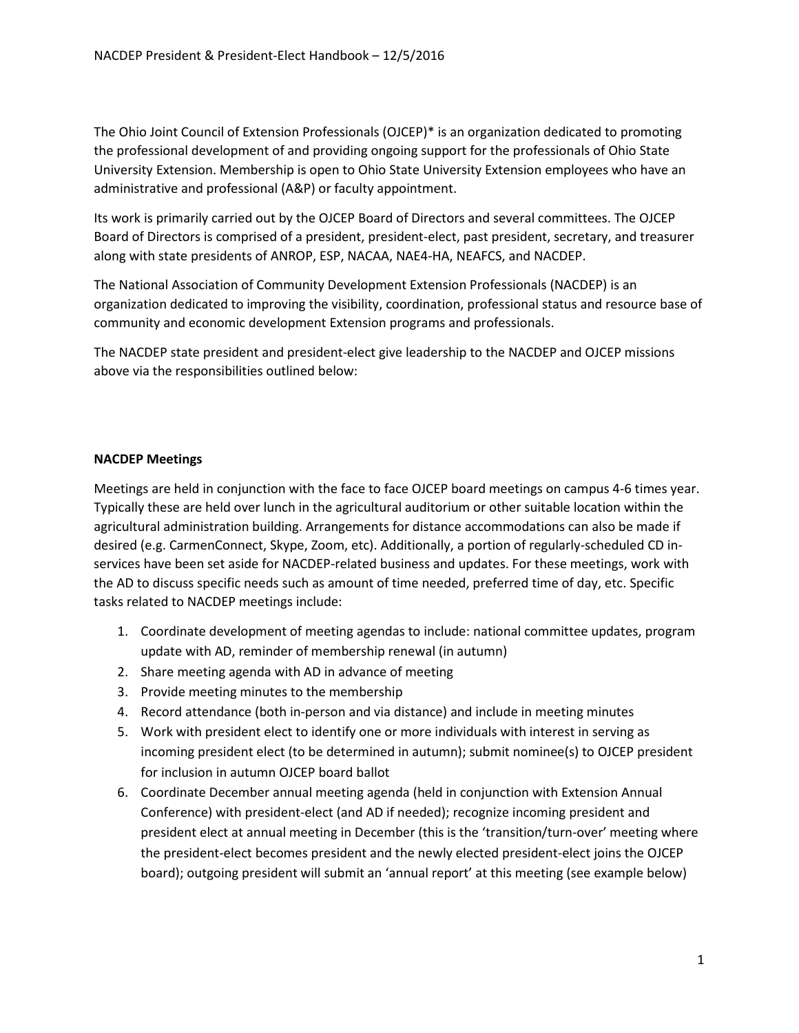The Ohio Joint Council of Extension Professionals (OJCEP)* is an organization dedicated to promoting the professional development of and providing ongoing support for the professionals of Ohio State University Extension. Membership is open to Ohio State University Extension employees who have an administrative and professional (A&P) or faculty appointment.

Its work is primarily carried out by the OJCEP Board of Directors and several committees. The OJCEP Board of Directors is comprised of a president, president-elect, past president, secretary, and treasurer along with state presidents of ANROP, ESP, NACAA, NAE4-HA, NEAFCS, and NACDEP.

The National Association of Community Development Extension Professionals (NACDEP) is an organization dedicated to improving the visibility, coordination, professional status and resource base of community and economic development Extension programs and professionals.

The NACDEP state president and president-elect give leadership to the NACDEP and OJCEP missions above via the responsibilities outlined below:

**NACDEP Meetings**

Meetings are held in conjunction with the face to face OJCEP board meetings on campus 4-6 times year. Typically these are held over lunch in the agricultural auditorium or other suitable location within the agricultural administration building. Arrangements for distance accommodations can also be made if desired (e.g. CarmenConnect, Skype, Zoom, etc). Additionally, a portion of regularly-scheduled CD in-services have been set aside for NACDEP-related business and updates. For these meetings, work with the AD to discuss specific needs such as amount of time needed, preferred time of day, etc. Specific tasks related to NACDEP meetings include:

1. Coordinate development of meeting agendas to include: national committee updates, program update with AD, reminder of membership renewal (in autumn)
2. Share meeting agenda with AD in advance of meeting
3. Provide meeting minutes to the membership
4. Record attendance (both in-person and via distance) and include in meeting minutes
5. Work with president elect to identify one or more individuals with interest in serving as incoming president elect (to be determined in autumn); submit nominee(s) to OJCEP president for inclusion in autumn OJCEP board ballot
6. Coordinate December annual meeting agenda (held in conjunction with Extension Annual Conference) with president-elect (and AD if needed); recognize incoming president and president elect at annual meeting in December (this is the 'transition/turn-over' meeting where the president-elect becomes president and the newly elected president-elect joins the OJCEP board); outgoing president will submit an 'annual report' at this meeting (see example below)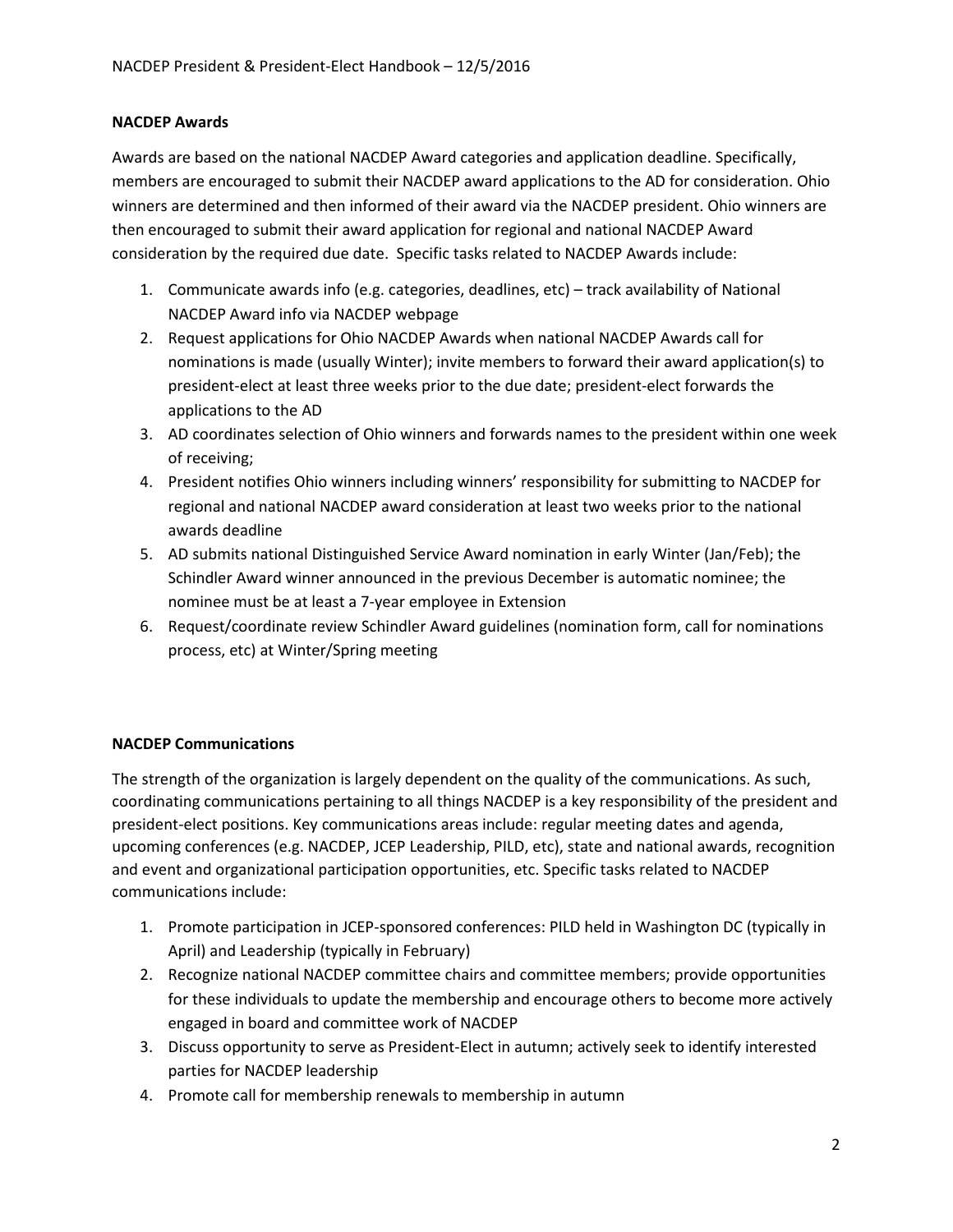**NACDEP Awards**

Awards are based on the national NACDEP Award categories and application deadline. Specifically, members are encouraged to submit their NACDEP award applications to the AD for consideration. Ohio winners are determined and then informed of their award via the NACDEP president. Ohio winners are then encouraged to submit their award application for regional and national NACDEP Award consideration by the required due date. Specific tasks related to NACDEP Awards include:

1. Communicate awards info (e.g. categories, deadlines, etc) – track availability of National NACDEP Award info via NACDEP webpage
2. Request applications for Ohio NACDEP Awards when national NACDEP Awards call for nominations is made (usually Winter); invite members to forward their award application(s) to president-elect at least three weeks prior to the due date; president-elect forwards the applications to the AD
3. AD coordinates selection of Ohio winners and forwards names to the president within one week of receiving;
4. President notifies Ohio winners including winners' responsibility for submitting to NACDEP for regional and national NACDEP award consideration at least two weeks prior to the national awards deadline
5. AD submits national Distinguished Service Award nomination in early Winter (Jan/Feb); the Schindler Award winner announced in the previous December is automatic nominee; the nominee must be at least a 7-year employee in Extension
6. Request/coordinate review Schindler Award guidelines (nomination form, call for nominations process, etc) at Winter/Spring meeting

**NACDEP Communications**

The strength of the organization is largely dependent on the quality of the communications. As such, coordinating communications pertaining to all things NACDEP is a key responsibility of the president and president-elect positions. Key communications areas include: regular meeting dates and agenda, upcoming conferences (e.g. NACDEP, JCEP Leadership, PILD, etc), state and national awards, recognition and event and organizational participation opportunities, etc. Specific tasks related to NACDEP communications include:

1. Promote participation in JCEP-sponsored conferences: PILD held in Washington DC (typically in April) and Leadership (typically in February)
2. Recognize national NACDEP committee chairs and committee members; provide opportunities for these individuals to update the membership and encourage others to become more actively engaged in board and committee work of NACDEP
3. Discuss opportunity to serve as President-Elect in autumn; actively seek to identify interested parties for NACDEP leadership
4. Promote call for membership renewals to membership in autumn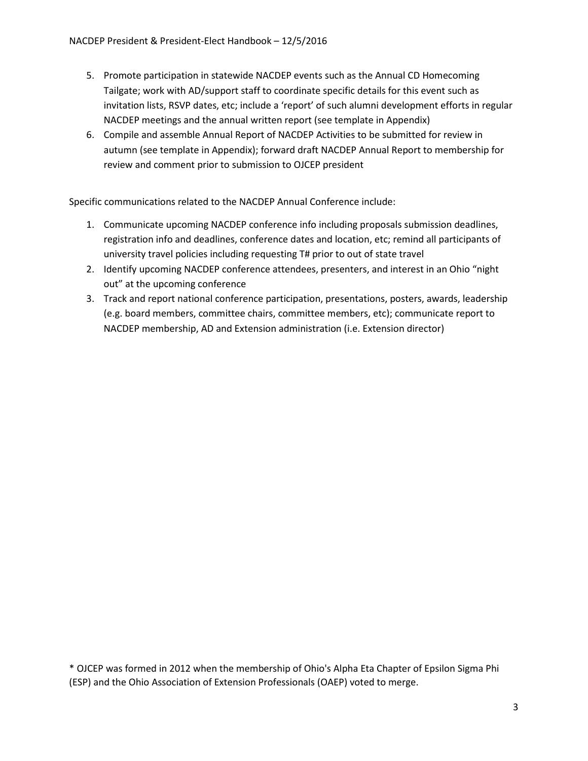5. Promote participation in statewide NACDEP events such as the Annual CD Homecoming Tailgate; work with AD/support staff to coordinate specific details for this event such as invitation lists, RSVP dates, etc; include a 'report' of such alumni development efforts in regular NACDEP meetings and the annual written report (see template in Appendix)
6. Compile and assemble Annual Report of NACDEP Activities to be submitted for review in autumn (see template in Appendix); forward draft NACDEP Annual Report to membership for review and comment prior to submission to OJCEP president

Specific communications related to the NACDEP Annual Conference include:

1. Communicate upcoming NACDEP conference info including proposals submission deadlines, registration info and deadlines, conference dates and location, etc; remind all participants of university travel policies including requesting T# prior to out of state travel
2. Identify upcoming NACDEP conference attendees, presenters, and interest in an Ohio "night out" at the upcoming conference
3. Track and report national conference participation, presentations, posters, awards, leadership (e.g. board members, committee chairs, committee members, etc); communicate report to NACDEP membership, AD and Extension administration (i.e. Extension director)

* OJCEP was formed in 2012 when the membership of Ohio's Alpha Eta Chapter of Epsilon Sigma Phi (ESP) and the Ohio Association of Extension Professionals (OAEP) voted to merge.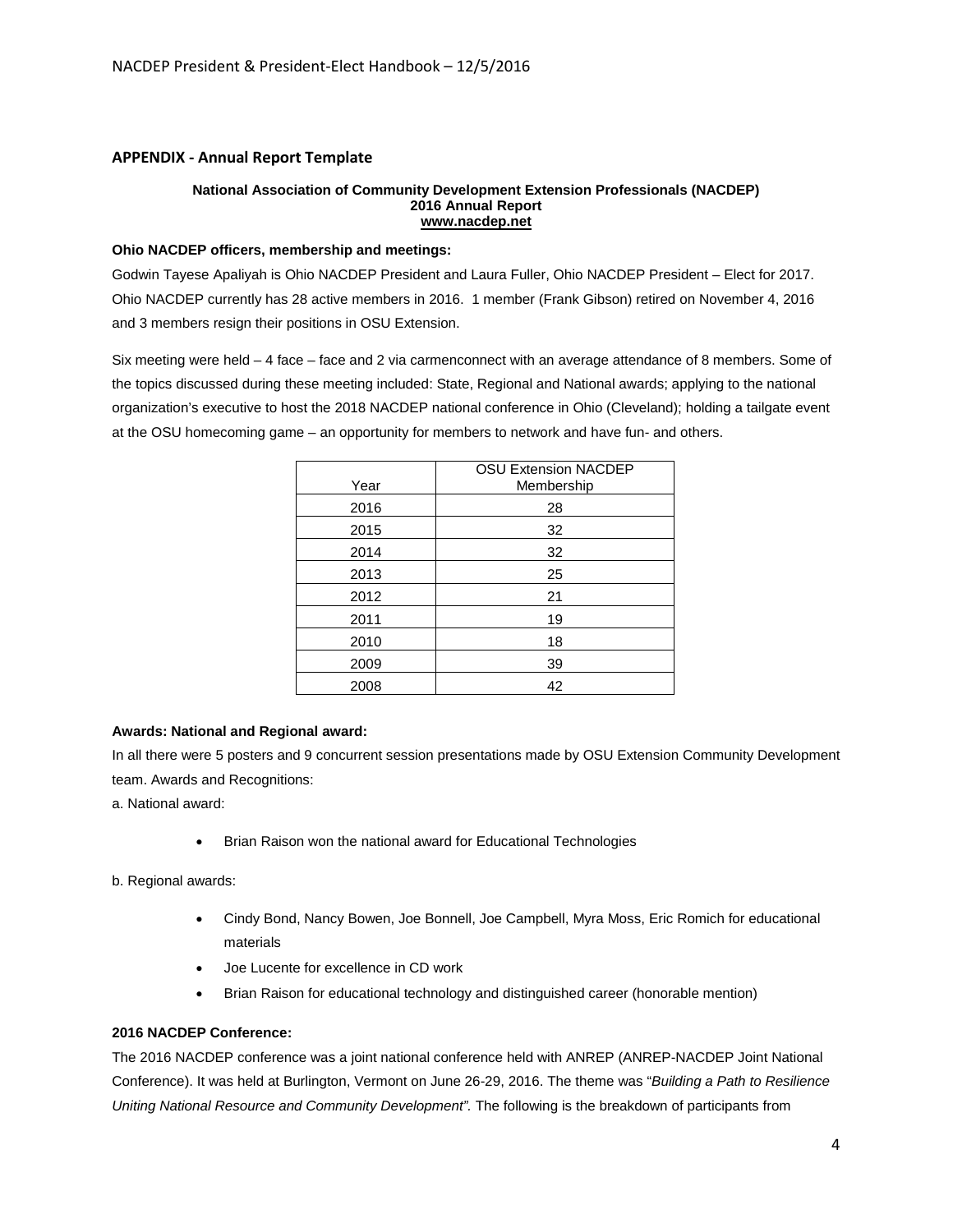## APPENDIX - Annual Report Template

**National Association of Community Development Extension Professionals (NACDEP)**
**2016 Annual Report**
**www.nacdep.net**

**Ohio NACDEP officers, membership and meetings:**

Godwin Tayese Apaliyah is Ohio NACDEP President and Laura Fuller, Ohio NACDEP President – Elect for 2017. Ohio NACDEP currently has 28 active members in 2016. 1 member (Frank Gibson) retired on November 4, 2016 and 3 members resign their positions in OSU Extension.

Six meeting were held – 4 face – face and 2 via carmenconnect with an average attendance of 8 members. Some of the topics discussed during these meeting included: State, Regional and National awards; applying to the national organization's executive to host the 2018 NACDEP national conference in Ohio (Cleveland); holding a tailgate event at the OSU homecoming game – an opportunity for members to network and have fun- and others.

| Year | OSU Extension NACDEP Membership |
|---|---|
| 2016 | 28 |
| 2015 | 32 |
| 2014 | 32 |
| 2013 | 25 |
| 2012 | 21 |
| 2011 | 19 |
| 2010 | 18 |
| 2009 | 39 |
| 2008 | 42 |

**Awards: National and Regional award:**

In all there were 5 posters and 9 concurrent session presentations made by OSU Extension Community Development team. Awards and Recognitions:

a. National award:

- Brian Raison won the national award for Educational Technologies

b. Regional awards:

- Cindy Bond, Nancy Bowen, Joe Bonnell, Joe Campbell, Myra Moss, Eric Romich for educational materials
- Joe Lucente for excellence in CD work
- Brian Raison for educational technology and distinguished career (honorable mention)

**2016 NACDEP Conference:**

The 2016 NACDEP conference was a joint national conference held with ANREP (ANREP-NACDEP Joint National Conference). It was held at Burlington, Vermont on June 26-29, 2016. The theme was "*Building a Path to Resilience Uniting National Resource and Community Development".* The following is the breakdown of participants from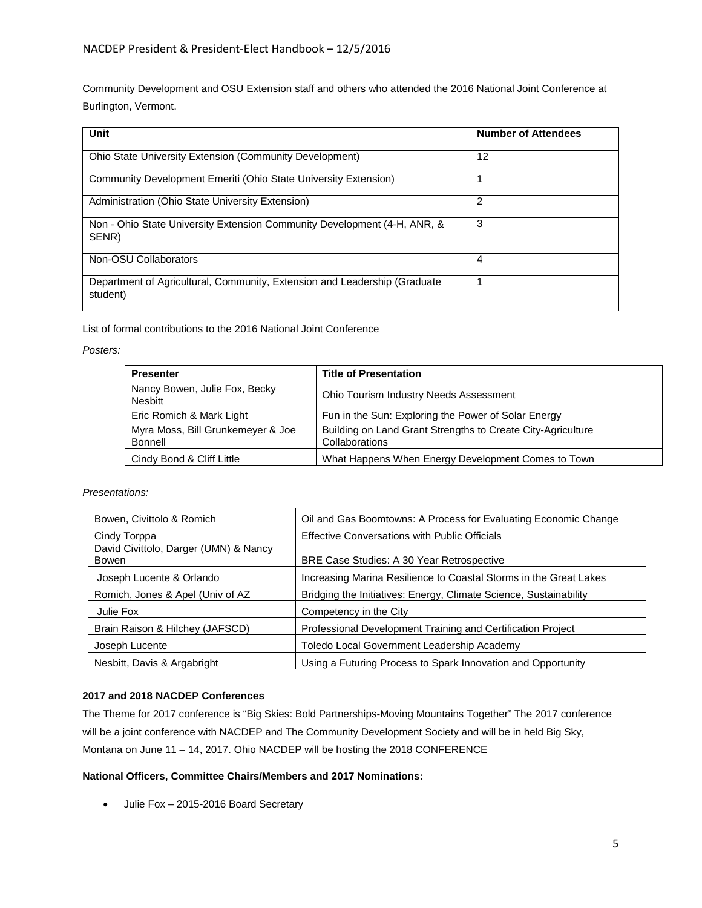Community Development and OSU Extension staff and others who attended the 2016 National Joint Conference at Burlington, Vermont.

| Unit | Number of Attendees |
|---|---|
| Ohio State University Extension (Community Development) | 12 |
| Community Development Emeriti (Ohio State University Extension) | 1 |
| Administration (Ohio State University Extension) | 2 |
| Non - Ohio State University Extension Community Development (4-H, ANR, & SENR) | 3 |
| Non-OSU Collaborators | 4 |
| Department of Agricultural, Community, Extension and Leadership (Graduate student) | 1 |

List of formal contributions to the 2016 National Joint Conference

*Posters:*

| Presenter | Title of Presentation |
|---|---|
| Nancy Bowen, Julie Fox, Becky Nesbitt | Ohio Tourism Industry Needs Assessment |
| Eric Romich & Mark Light | Fun in the Sun: Exploring the Power of Solar Energy |
| Myra Moss, Bill Grunkemeyer & Joe Bonnell | Building on Land Grant Strengths to Create City-Agriculture Collaborations |
| Cindy Bond & Cliff Little | What Happens When Energy Development Comes to Town |

*Presentations:*

| | |
|---|---|
| Bowen, Civittolo & Romich | Oil and Gas Boomtowns: A Process for Evaluating Economic Change |
| Cindy Torppa | Effective Conversations with Public Officials |
| David Civittolo, Darger (UMN) & Nancy Bowen | BRE Case Studies: A 30 Year Retrospective |
| Joseph Lucente & Orlando | Increasing Marina Resilience to Coastal Storms in the Great Lakes |
| Romich, Jones & Apel (Univ of AZ | Bridging the Initiatives: Energy, Climate Science, Sustainability |
| Julie Fox | Competency in the City |
| Brain Raison & Hilchey (JAFSCD) | Professional Development Training and Certification Project |
| Joseph Lucente | Toledo Local Government Leadership Academy |
| Nesbitt, Davis & Argabright | Using a Futuring Process to Spark Innovation and Opportunity |

**2017 and 2018 NACDEP Conferences**

The Theme for 2017 conference is "Big Skies: Bold Partnerships-Moving Mountains Together" The 2017 conference will be a joint conference with NACDEP and The Community Development Society and will be in held Big Sky, Montana on June 11 – 14, 2017. Ohio NACDEP will be hosting the 2018 CONFERENCE

**National Officers, Committee Chairs/Members and 2017 Nominations:**

- Julie Fox – 2015-2016 Board Secretary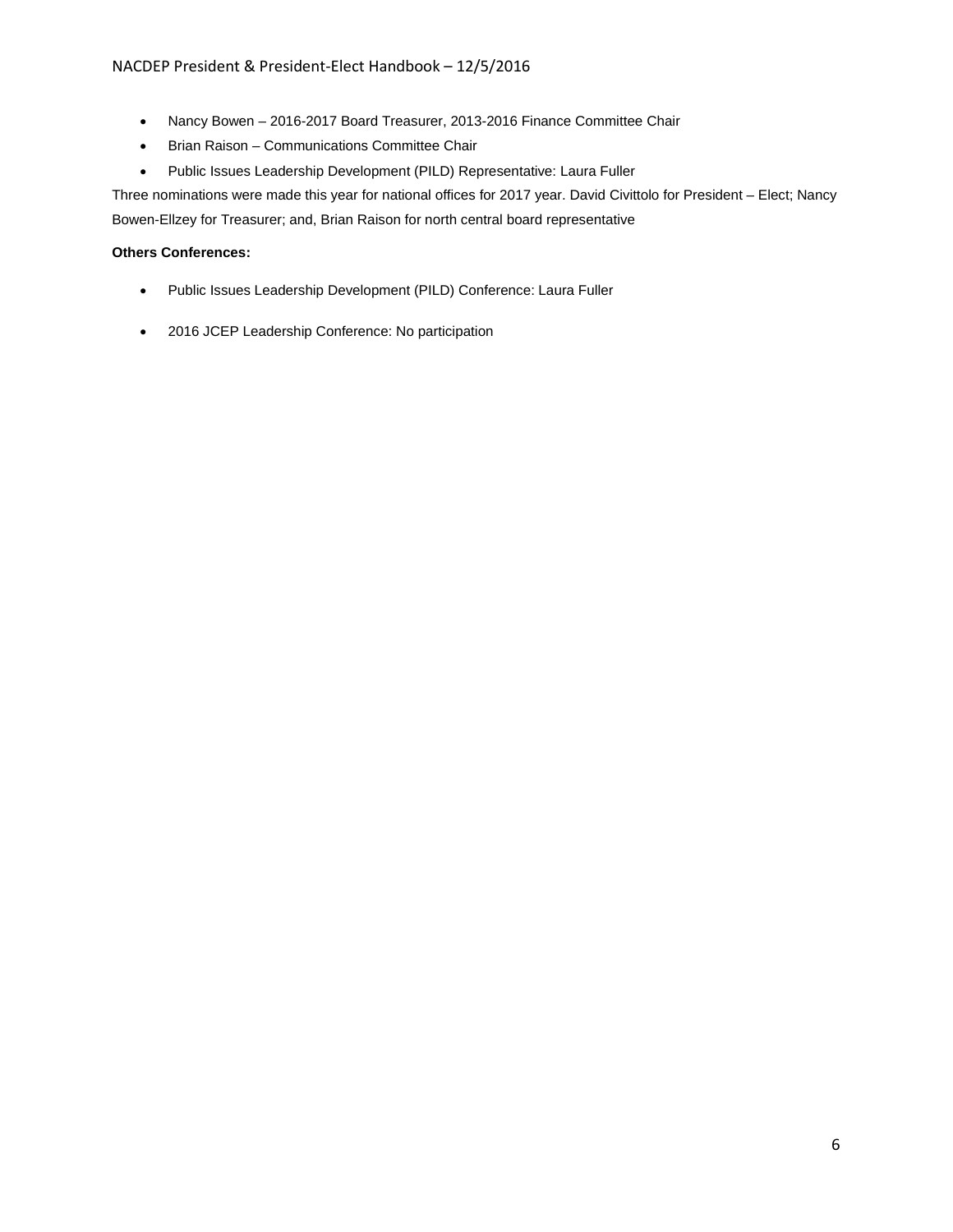- Nancy Bowen – 2016-2017 Board Treasurer, 2013-2016 Finance Committee Chair
- Brian Raison – Communications Committee Chair
- Public Issues Leadership Development (PILD) Representative: Laura Fuller

Three nominations were made this year for national offices for 2017 year. David Civittolo for President – Elect; Nancy Bowen-Ellzey for Treasurer; and, Brian Raison for north central board representative

**Others Conferences:**

- Public Issues Leadership Development (PILD) Conference: Laura Fuller
- 2016 JCEP Leadership Conference: No participation